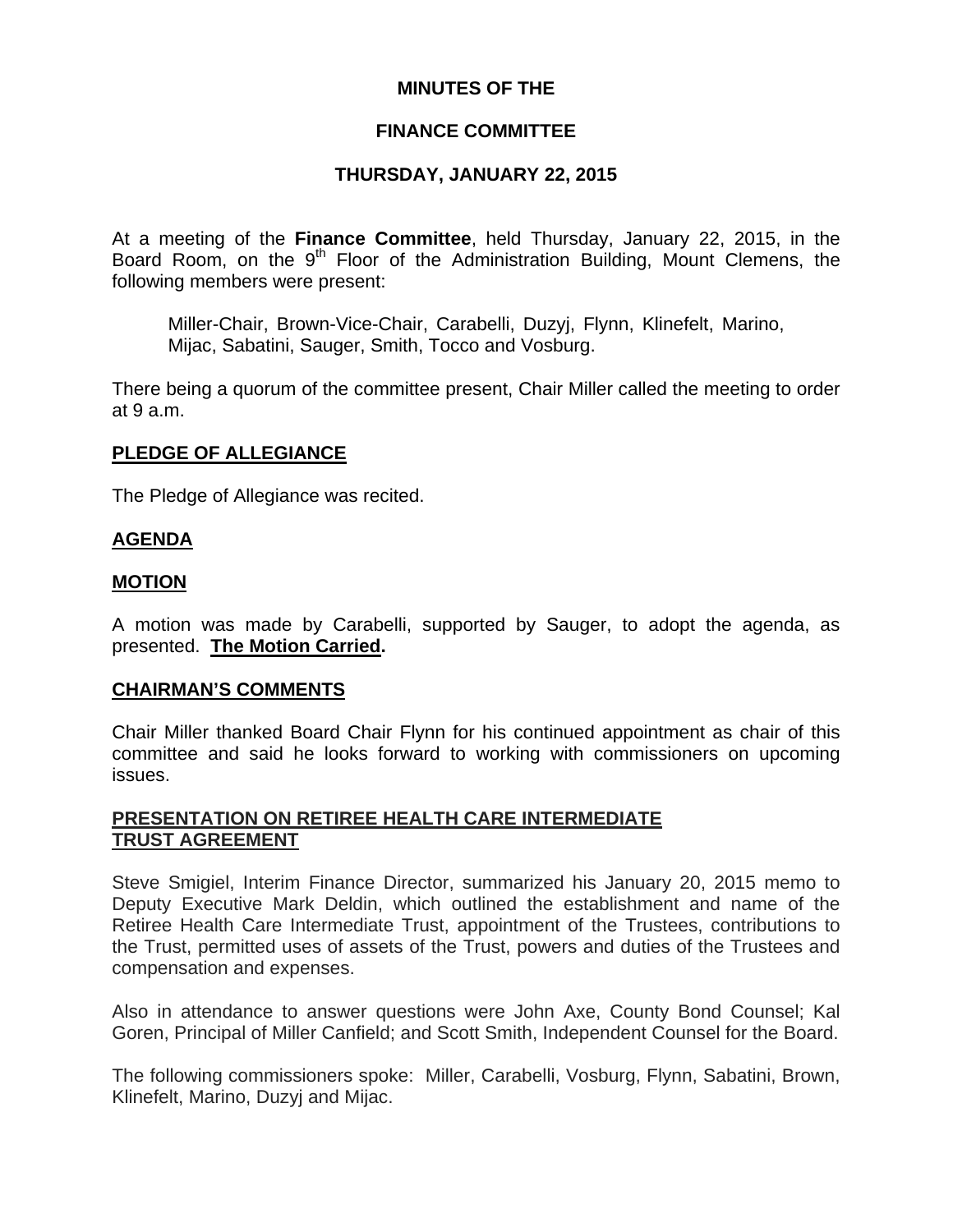# MINUTES OF THE

# FINANCE COMMITTEE

# THURSDAY, JANUARY 22, 2015

At a meeting of the **Finance Committee**, held Thursday, January 22, 2015, in the Board Room, on the 9th Floor of the Administration Building, Mount Clemens, the following members were present:

> Miller-Chair, Brown-Vice-Chair, Carabelli, Duzyj, Flynn, Klinefelt, Marino, Mijac, Sabatini, Sauger, Smith, Tocco and Vosburg.

There being a quorum of the committee present, Chair Miller called the meeting to order at 9 a.m.

## PLEDGE OF ALLEGIANCE

The Pledge of Allegiance was recited.

## AGENDA

## MOTION

A motion was made by Carabelli, supported by Sauger, to adopt the agenda, as presented. **The Motion Carried.**

## CHAIRMAN'S COMMENTS

Chair Miller thanked Board Chair Flynn for his continued appointment as chair of this committee and said he looks forward to working with commissioners on upcoming issues.

## PRESENTATION ON RETIREE HEALTH CARE INTERMEDIATE TRUST AGREEMENT

Steve Smigiel, Interim Finance Director, summarized his January 20, 2015 memo to Deputy Executive Mark Deldin, which outlined the establishment and name of the Retiree Health Care Intermediate Trust, appointment of the Trustees, contributions to the Trust, permitted uses of assets of the Trust, powers and duties of the Trustees and compensation and expenses.

Also in attendance to answer questions were John Axe, County Bond Counsel; Kal Goren, Principal of Miller Canfield; and Scott Smith, Independent Counsel for the Board.

The following commissioners spoke: Miller, Carabelli, Vosburg, Flynn, Sabatini, Brown, Klinefelt, Marino, Duzyj and Mijac.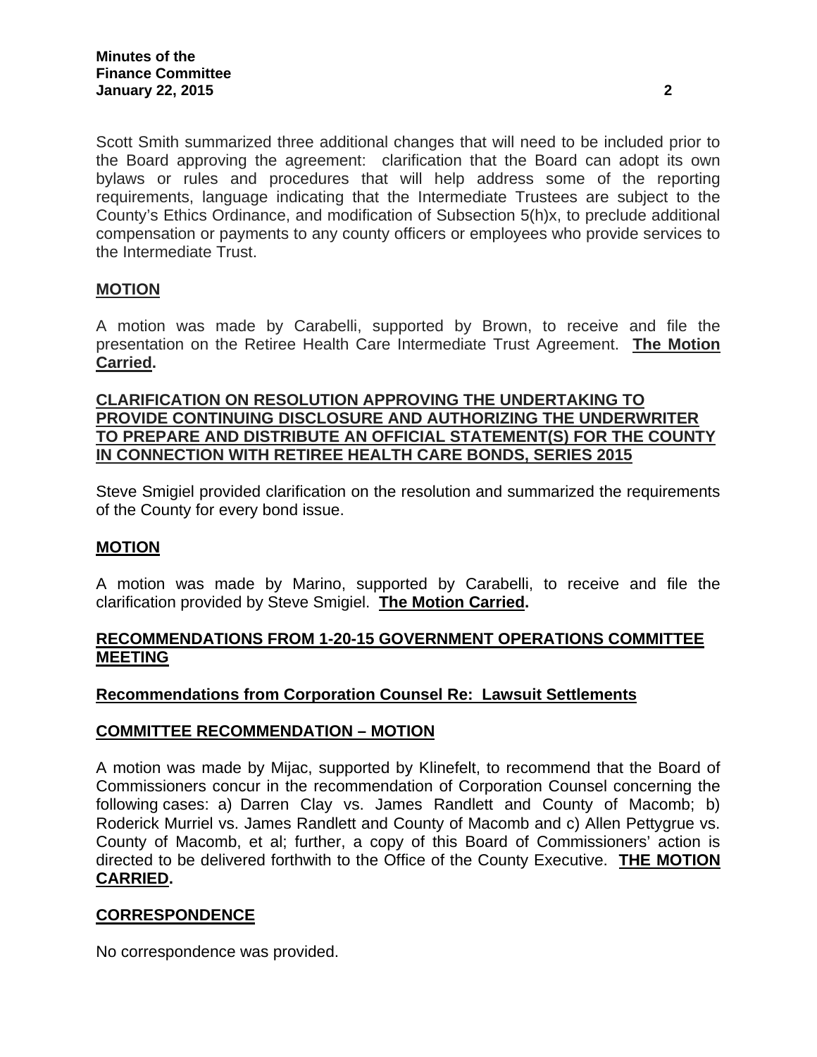Scott Smith summarized three additional changes that will need to be included prior to the Board approving the agreement: clarification that the Board can adopt its own bylaws or rules and procedures that will help address some of the reporting requirements, language indicating that the Intermediate Trustees are subject to the County's Ethics Ordinance, and modification of Subsection 5(h)x, to preclude additional compensation or payments to any county officers or employees who provide services to the Intermediate Trust.

## MOTION

A motion was made by Carabelli, supported by Brown, to receive and file the presentation on the Retiree Health Care Intermediate Trust Agreement. **The Motion Carried.**

## CLARIFICATION ON RESOLUTION APPROVING THE UNDERTAKING TO PROVIDE CONTINUING DISCLOSURE AND AUTHORIZING THE UNDERWRITER TO PREPARE AND DISTRIBUTE AN OFFICIAL STATEMENT(S) FOR THE COUNTY IN CONNECTION WITH RETIREE HEALTH CARE BONDS, SERIES 2015

Steve Smigiel provided clarification on the resolution and summarized the requirements of the County for every bond issue.

## MOTION

A motion was made by Marino, supported by Carabelli, to receive and file the clarification provided by Steve Smigiel. **The Motion Carried.**

## RECOMMENDATIONS FROM 1-20-15 GOVERNMENT OPERATIONS COMMITTEE MEETING

### Recommendations from Corporation Counsel Re: Lawsuit Settlements

## COMMITTEE RECOMMENDATION – MOTION

A motion was made by Mijac, supported by Klinefelt, to recommend that the Board of Commissioners concur in the recommendation of Corporation Counsel concerning the following cases: a) Darren Clay vs. James Randlett and County of Macomb; b) Roderick Murriel vs. James Randlett and County of Macomb and c) Allen Pettygrue vs. County of Macomb, et al; further, a copy of this Board of Commissioners' action is directed to be delivered forthwith to the Office of the County Executive. **THE MOTION CARRIED.**

## CORRESPONDENCE

No correspondence was provided.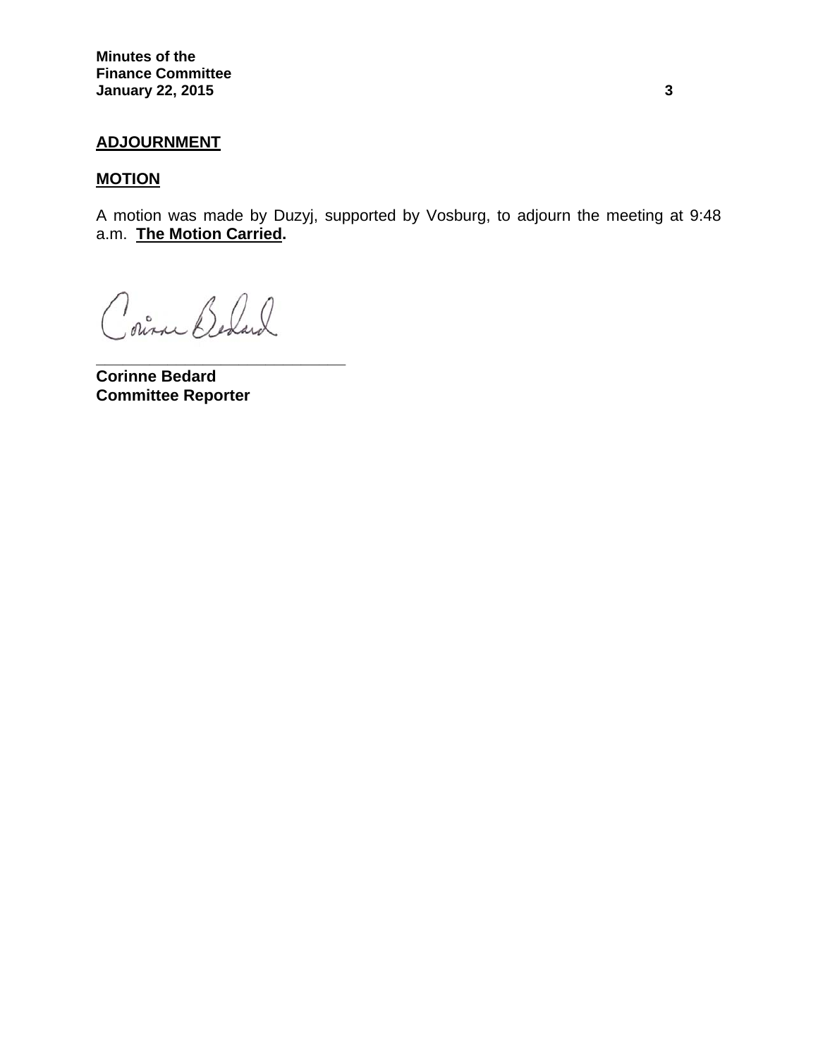**ADJOURNMENT**

**MOTION**

A motion was made by Duzyj, supported by Vosburg, to adjourn the meeting at 9:48 a.m. **The Motion Carried.**

\_\_\_\_\_\_\_\_\_\_\_\_\_\_\_\_\_\_\_\_\_\_\_\_\_\_\_\_\_\_\_\_

**Corinne Bedard**
**Committee Reporter**